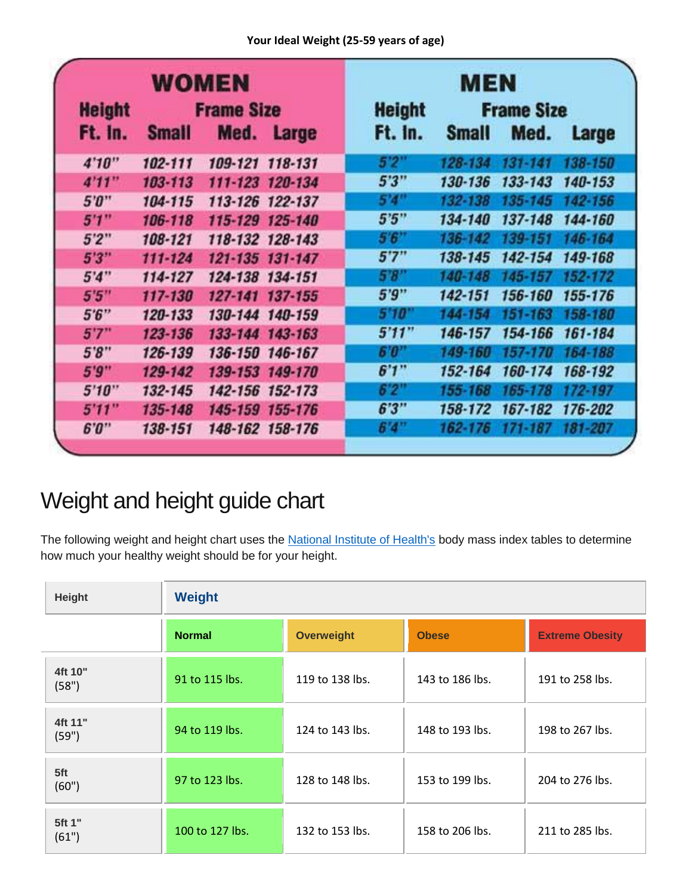**Your Ideal Weight (25-59 years of age)**

| WOMEN | | | | MEN | | | |
|---|---|---|---|---|---|---|---|
| Height | Frame Size | | | Height | Frame Size | | |
| Ft. In. | Small | Med. | Large | Ft. In. | Small | Med. | Large |
| 4'10" | 102-111 | 109-121 | 118-131 | 5'2" | 128-134 | 131-141 | 138-150 |
| 4'11" | 103-113 | 111-123 | 120-134 | 5'3" | 130-136 | 133-143 | 140-153 |
| 5'0" | 104-115 | 113-126 | 122-137 | 5'4" | 132-138 | 135-145 | 142-156 |
| 5'1" | 106-118 | 115-129 | 125-140 | 5'5" | 134-140 | 137-148 | 144-160 |
| 5'2" | 108-121 | 118-132 | 128-143 | 5'6" | 136-142 | 139-151 | 146-164 |
| 5'3" | 111-124 | 121-135 | 131-147 | 5'7" | 138-145 | 142-154 | 149-168 |
| 5'4" | 114-127 | 124-138 | 134-151 | 5'8" | 140-148 | 145-157 | 152-172 |
| 5'5" | 117-130 | 127-141 | 137-155 | 5'9" | 142-151 | 156-160 | 155-176 |
| 5'6" | 120-133 | 130-144 | 140-159 | 5'10" | 144-154 | 151-163 | 158-180 |
| 5'7" | 123-136 | 133-144 | 143-163 | 5'11" | 146-157 | 154-166 | 161-184 |
| 5'8" | 126-139 | 136-150 | 146-167 | 6'0" | 149-160 | 157-170 | 164-188 |
| 5'9" | 129-142 | 139-153 | 149-170 | 6'1" | 152-164 | 160-174 | 168-192 |
| 5'10" | 132-145 | 142-156 | 152-173 | 6'2" | 155-168 | 165-178 | 172-197 |
| 5'11" | 135-148 | 145-159 | 155-176 | 6'3" | 158-172 | 167-182 | 176-202 |
| 6'0" | 138-151 | 148-162 | 158-176 | 6'4" | 162-176 | 171-187 | 181-207 |

# Weight and height guide chart

The following weight and height chart uses the National Institute of Health's body mass index tables to determine how much your healthy weight should be for your height.

| Height | Weight | | | |
|---|---|---|---|---|
| | Normal | Overweight | Obese | Extreme Obesity |
| 4ft 10" (58") | 91 to 115 lbs. | 119 to 138 lbs. | 143 to 186 lbs. | 191 to 258 lbs. |
| 4ft 11" (59") | 94 to 119 lbs. | 124 to 143 lbs. | 148 to 193 lbs. | 198 to 267 lbs. |
| 5ft (60") | 97 to 123 lbs. | 128 to 148 lbs. | 153 to 199 lbs. | 204 to 276 lbs. |
| 5ft 1" (61") | 100 to 127 lbs. | 132 to 153 lbs. | 158 to 206 lbs. | 211 to 285 lbs. |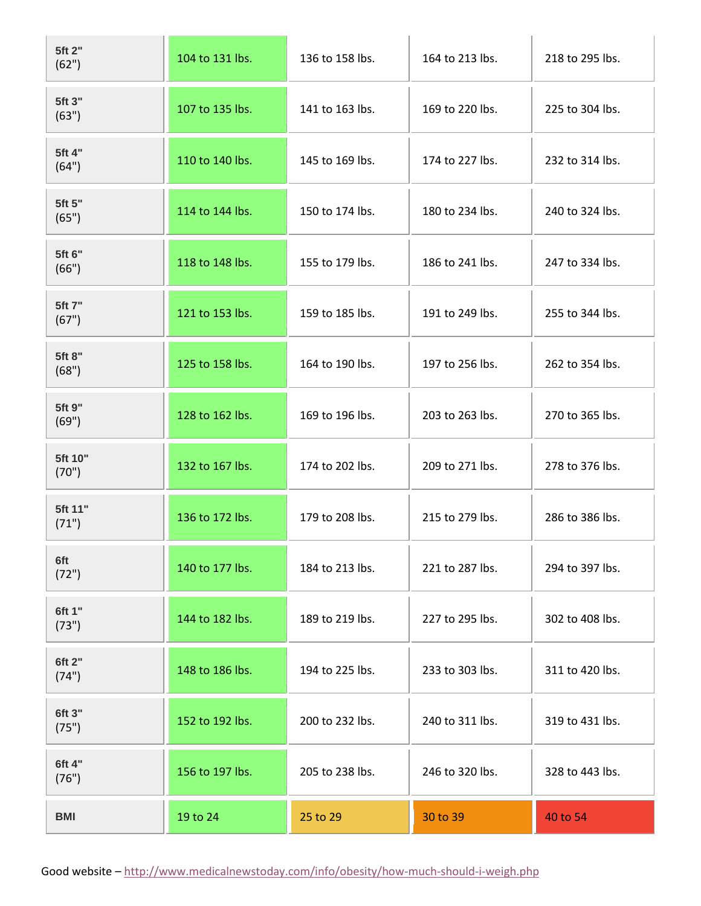| | | | | |
|---|---|---|---|---|
| 5ft 2" (62") | 104 to 131 lbs. | 136 to 158 lbs. | 164 to 213 lbs. | 218 to 295 lbs. |
| 5ft 3" (63") | 107 to 135 lbs. | 141 to 163 lbs. | 169 to 220 lbs. | 225 to 304 lbs. |
| 5ft 4" (64") | 110 to 140 lbs. | 145 to 169 lbs. | 174 to 227 lbs. | 232 to 314 lbs. |
| 5ft 5" (65") | 114 to 144 lbs. | 150 to 174 lbs. | 180 to 234 lbs. | 240 to 324 lbs. |
| 5ft 6" (66") | 118 to 148 lbs. | 155 to 179 lbs. | 186 to 241 lbs. | 247 to 334 lbs. |
| 5ft 7" (67") | 121 to 153 lbs. | 159 to 185 lbs. | 191 to 249 lbs. | 255 to 344 lbs. |
| 5ft 8" (68") | 125 to 158 lbs. | 164 to 190 lbs. | 197 to 256 lbs. | 262 to 354 lbs. |
| 5ft 9" (69") | 128 to 162 lbs. | 169 to 196 lbs. | 203 to 263 lbs. | 270 to 365 lbs. |
| 5ft 10" (70") | 132 to 167 lbs. | 174 to 202 lbs. | 209 to 271 lbs. | 278 to 376 lbs. |
| 5ft 11" (71") | 136 to 172 lbs. | 179 to 208 lbs. | 215 to 279 lbs. | 286 to 386 lbs. |
| 6ft (72") | 140 to 177 lbs. | 184 to 213 lbs. | 221 to 287 lbs. | 294 to 397 lbs. |
| 6ft 1" (73") | 144 to 182 lbs. | 189 to 219 lbs. | 227 to 295 lbs. | 302 to 408 lbs. |
| 6ft 2" (74") | 148 to 186 lbs. | 194 to 225 lbs. | 233 to 303 lbs. | 311 to 420 lbs. |
| 6ft 3" (75") | 152 to 192 lbs. | 200 to 232 lbs. | 240 to 311 lbs. | 319 to 431 lbs. |
| 6ft 4" (76") | 156 to 197 lbs. | 205 to 238 lbs. | 246 to 320 lbs. | 328 to 443 lbs. |
| **BMI** | 19 to 24 | 25 to 29 | 30 to 39 | 40 to 54 |

Good website – http://www.medicalnewstoday.com/info/obesity/how-much-should-i-weigh.php